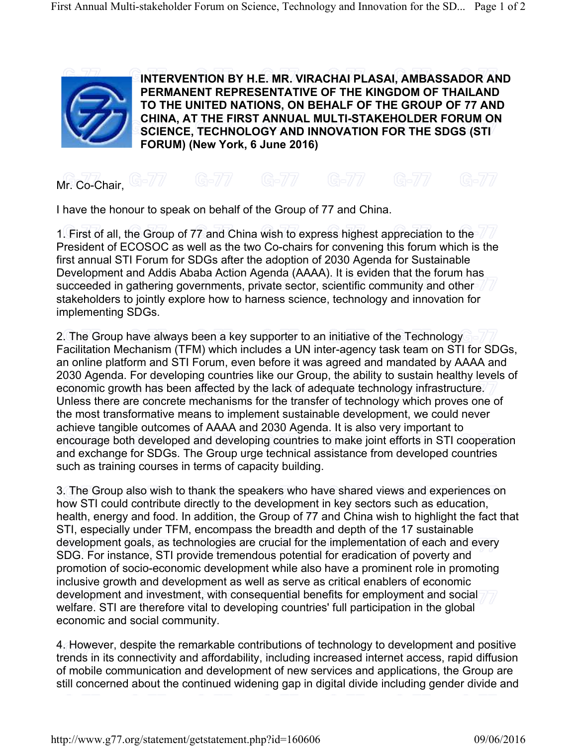**INTERVENTION BY H.E. MR. VIRACHAI PLASAI, AMBASSADOR AND PERMANENT REPRESENTATIVE OF THE KINGDOM OF THAILAND TO THE UNITED NATIONS, ON BEHALF OF THE GROUP OF 77 AND CHINA, AT THE FIRST ANNUAL MULTI-STAKEHOLDER FORUM ON SCIENCE, TECHNOLOGY AND INNOVATION FOR THE SDGS (STI FORUM) (New York, 6 June 2016)**

Mr. Co-Chair,

I have the honour to speak on behalf of the Group of 77 and China.

1. First of all, the Group of 77 and China wish to express highest appreciation to the President of ECOSOC as well as the two Co-chairs for convening this forum which is the first annual STI Forum for SDGs after the adoption of 2030 Agenda for Sustainable Development and Addis Ababa Action Agenda (AAAA). It is eviden that the forum has succeeded in gathering governments, private sector, scientific community and other stakeholders to jointly explore how to harness science, technology and innovation for implementing SDGs.

2. The Group have always been a key supporter to an initiative of the Technology Facilitation Mechanism (TFM) which includes a UN inter-agency task team on STI for SDGs, an online platform and STI Forum, even before it was agreed and mandated by AAAA and 2030 Agenda. For developing countries like our Group, the ability to sustain healthy levels of economic growth has been affected by the lack of adequate technology infrastructure. Unless there are concrete mechanisms for the transfer of technology which proves one of the most transformative means to implement sustainable development, we could never achieve tangible outcomes of AAAA and 2030 Agenda. It is also very important to encourage both developed and developing countries to make joint efforts in STI cooperation and exchange for SDGs. The Group urge technical assistance from developed countries such as training courses in terms of capacity building.

3. The Group also wish to thank the speakers who have shared views and experiences on how STI could contribute directly to the development in key sectors such as education, health, energy and food. In addition, the Group of 77 and China wish to highlight the fact that STI, especially under TFM, encompass the breadth and depth of the 17 sustainable development goals, as technologies are crucial for the implementation of each and every SDG. For instance, STI provide tremendous potential for eradication of poverty and promotion of socio-economic development while also have a prominent role in promoting inclusive growth and development as well as serve as critical enablers of economic development and investment, with consequential benefits for employment and social welfare. STI are therefore vital to developing countries' full participation in the global economic and social community.

4. However, despite the remarkable contributions of technology to development and positive trends in its connectivity and affordability, including increased internet access, rapid diffusion of mobile communication and development of new services and applications, the Group are still concerned about the continued widening gap in digital divide including gender divide and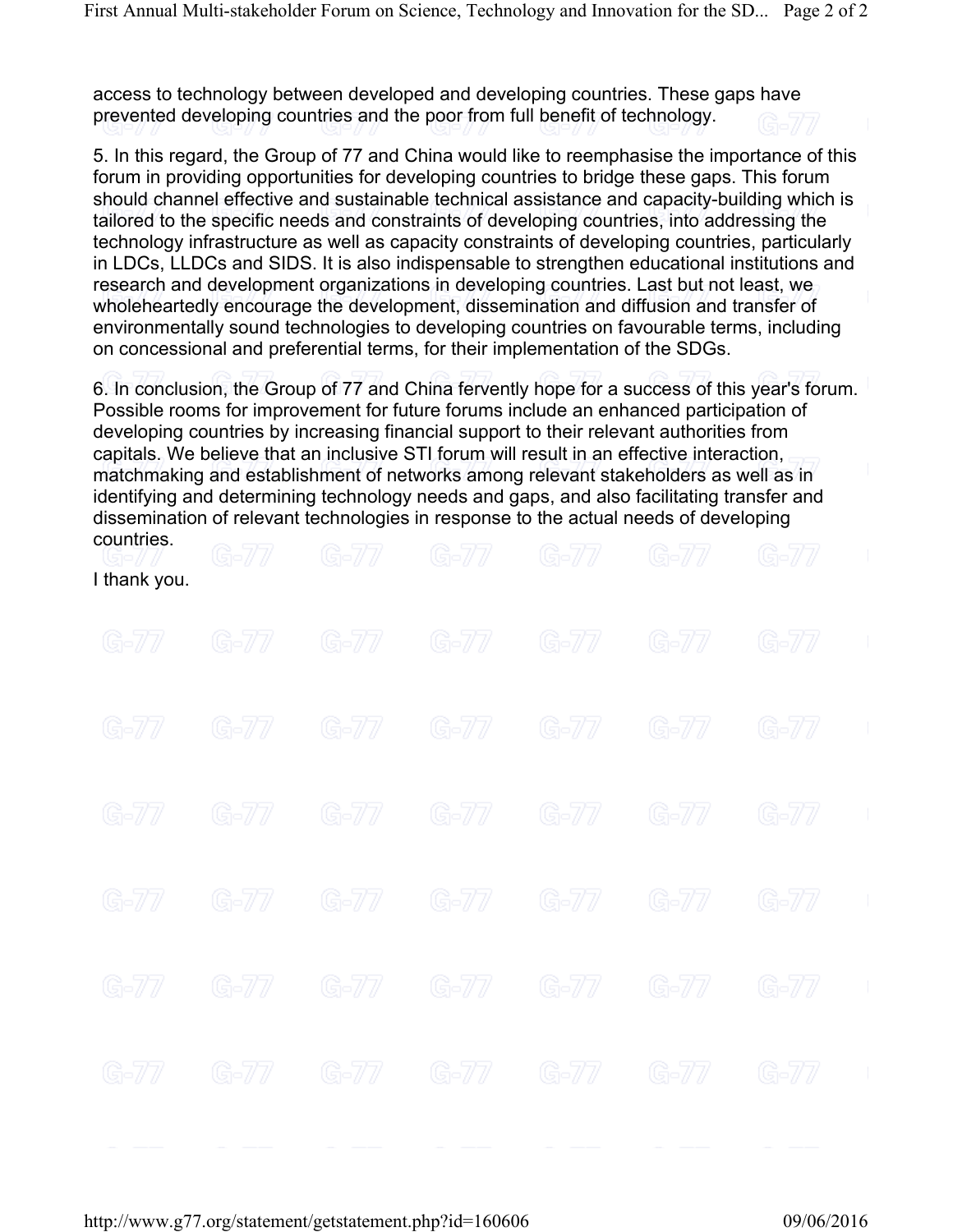access to technology between developed and developing countries. These gaps have prevented developing countries and the poor from full benefit of technology.

5. In this regard, the Group of 77 and China would like to reemphasise the importance of this forum in providing opportunities for developing countries to bridge these gaps. This forum should channel effective and sustainable technical assistance and capacity-building which is tailored to the specific needs and constraints of developing countries, into addressing the technology infrastructure as well as capacity constraints of developing countries, particularly in LDCs, LLDCs and SIDS. It is also indispensable to strengthen educational institutions and research and development organizations in developing countries. Last but not least, we wholeheartedly encourage the development, dissemination and diffusion and transfer of environmentally sound technologies to developing countries on favourable terms, including on concessional and preferential terms, for their implementation of the SDGs.

6. In conclusion, the Group of 77 and China fervently hope for a success of this year's forum. Possible rooms for improvement for future forums include an enhanced participation of developing countries by increasing financial support to their relevant authorities from capitals. We believe that an inclusive STI forum will result in an effective interaction, matchmaking and establishment of networks among relevant stakeholders as well as in identifying and determining technology needs and gaps, and also facilitating transfer and dissemination of relevant technologies in response to the actual needs of developing countries.

I thank you.